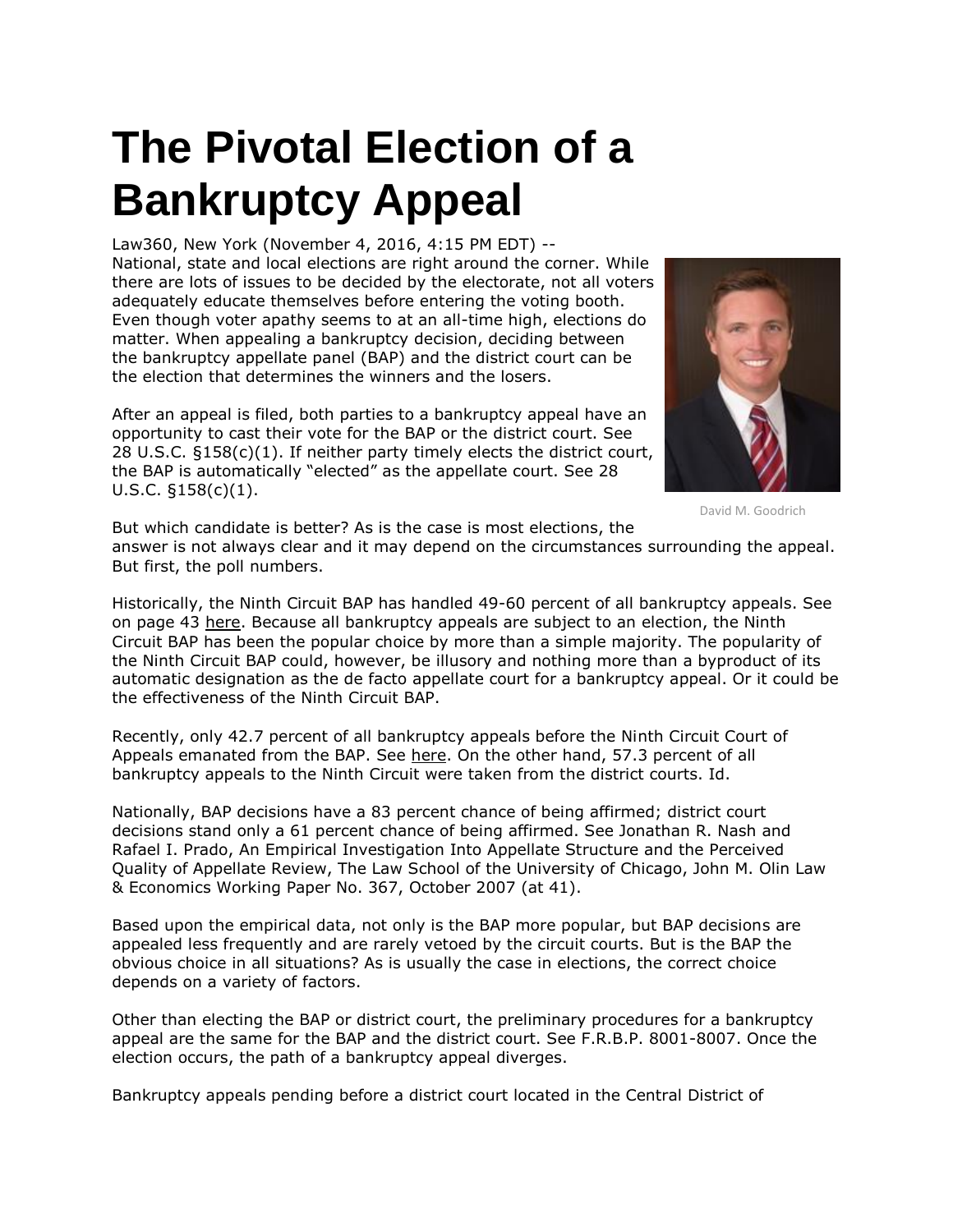# The Pivotal Election of a Bankruptcy Appeal

Law360, New York (November 4, 2016, 4:15 PM EDT) -- National, state and local elections are right around the corner. While there are lots of issues to be decided by the electorate, not all voters adequately educate themselves before entering the voting booth. Even though voter apathy seems to at an all-time high, elections do matter. When appealing a bankruptcy decision, deciding between the bankruptcy appellate panel (BAP) and the district court can be the election that determines the winners and the losers.

After an appeal is filed, both parties to a bankruptcy appeal have an opportunity to cast their vote for the BAP or the district court. See 28 U.S.C. §158(c)(1). If neither party timely elects the district court, the BAP is automatically "elected" as the appellate court. See 28 U.S.C. §158(c)(1).

David M. Goodrich

But which candidate is better? As is the case is most elections, the answer is not always clear and it may depend on the circumstances surrounding the appeal. But first, the poll numbers.

Historically, the Ninth Circuit BAP has handled 49-60 percent of all bankruptcy appeals. See on page 43 here. Because all bankruptcy appeals are subject to an election, the Ninth Circuit BAP has been the popular choice by more than a simple majority. The popularity of the Ninth Circuit BAP could, however, be illusory and nothing more than a byproduct of its automatic designation as the de facto appellate court for a bankruptcy appeal. Or it could be the effectiveness of the Ninth Circuit BAP.

Recently, only 42.7 percent of all bankruptcy appeals before the Ninth Circuit Court of Appeals emanated from the BAP. See here. On the other hand, 57.3 percent of all bankruptcy appeals to the Ninth Circuit were taken from the district courts. Id.

Nationally, BAP decisions have a 83 percent chance of being affirmed; district court decisions stand only a 61 percent chance of being affirmed. See Jonathan R. Nash and Rafael I. Prado, An Empirical Investigation Into Appellate Structure and the Perceived Quality of Appellate Review, The Law School of the University of Chicago, John M. Olin Law & Economics Working Paper No. 367, October 2007 (at 41).

Based upon the empirical data, not only is the BAP more popular, but BAP decisions are appealed less frequently and are rarely vetoed by the circuit courts. But is the BAP the obvious choice in all situations? As is usually the case in elections, the correct choice depends on a variety of factors.

Other than electing the BAP or district court, the preliminary procedures for a bankruptcy appeal are the same for the BAP and the district court. See F.R.B.P. 8001-8007. Once the election occurs, the path of a bankruptcy appeal diverges.

Bankruptcy appeals pending before a district court located in the Central District of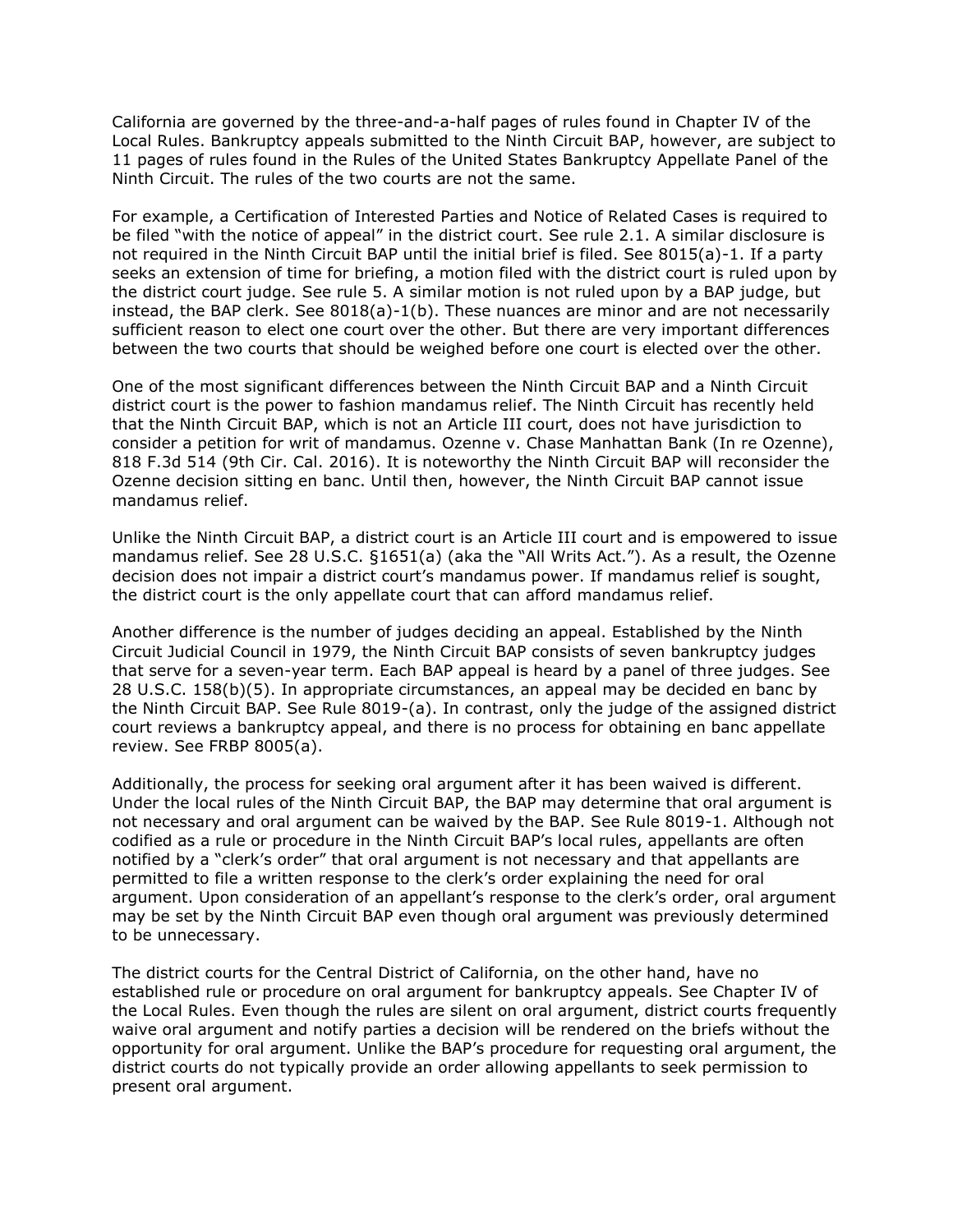California are governed by the three-and-a-half pages of rules found in Chapter IV of the Local Rules. Bankruptcy appeals submitted to the Ninth Circuit BAP, however, are subject to 11 pages of rules found in the Rules of the United States Bankruptcy Appellate Panel of the Ninth Circuit. The rules of the two courts are not the same.

For example, a Certification of Interested Parties and Notice of Related Cases is required to be filed "with the notice of appeal" in the district court. See rule 2.1. A similar disclosure is not required in the Ninth Circuit BAP until the initial brief is filed. See 8015(a)-1. If a party seeks an extension of time for briefing, a motion filed with the district court is ruled upon by the district court judge. See rule 5. A similar motion is not ruled upon by a BAP judge, but instead, the BAP clerk. See 8018(a)-1(b). These nuances are minor and are not necessarily sufficient reason to elect one court over the other. But there are very important differences between the two courts that should be weighed before one court is elected over the other.

One of the most significant differences between the Ninth Circuit BAP and a Ninth Circuit district court is the power to fashion mandamus relief. The Ninth Circuit has recently held that the Ninth Circuit BAP, which is not an Article III court, does not have jurisdiction to consider a petition for writ of mandamus. Ozenne v. Chase Manhattan Bank (In re Ozenne), 818 F.3d 514 (9th Cir. Cal. 2016). It is noteworthy the Ninth Circuit BAP will reconsider the Ozenne decision sitting en banc. Until then, however, the Ninth Circuit BAP cannot issue mandamus relief.

Unlike the Ninth Circuit BAP, a district court is an Article III court and is empowered to issue mandamus relief. See 28 U.S.C. §1651(a) (aka the "All Writs Act."). As a result, the Ozenne decision does not impair a district court's mandamus power. If mandamus relief is sought, the district court is the only appellate court that can afford mandamus relief.

Another difference is the number of judges deciding an appeal. Established by the Ninth Circuit Judicial Council in 1979, the Ninth Circuit BAP consists of seven bankruptcy judges that serve for a seven-year term. Each BAP appeal is heard by a panel of three judges. See 28 U.S.C. 158(b)(5). In appropriate circumstances, an appeal may be decided en banc by the Ninth Circuit BAP. See Rule 8019-(a). In contrast, only the judge of the assigned district court reviews a bankruptcy appeal, and there is no process for obtaining en banc appellate review. See FRBP 8005(a).

Additionally, the process for seeking oral argument after it has been waived is different. Under the local rules of the Ninth Circuit BAP, the BAP may determine that oral argument is not necessary and oral argument can be waived by the BAP. See Rule 8019-1. Although not codified as a rule or procedure in the Ninth Circuit BAP's local rules, appellants are often notified by a "clerk's order" that oral argument is not necessary and that appellants are permitted to file a written response to the clerk's order explaining the need for oral argument. Upon consideration of an appellant's response to the clerk's order, oral argument may be set by the Ninth Circuit BAP even though oral argument was previously determined to be unnecessary.

The district courts for the Central District of California, on the other hand, have no established rule or procedure on oral argument for bankruptcy appeals. See Chapter IV of the Local Rules. Even though the rules are silent on oral argument, district courts frequently waive oral argument and notify parties a decision will be rendered on the briefs without the opportunity for oral argument. Unlike the BAP's procedure for requesting oral argument, the district courts do not typically provide an order allowing appellants to seek permission to present oral argument.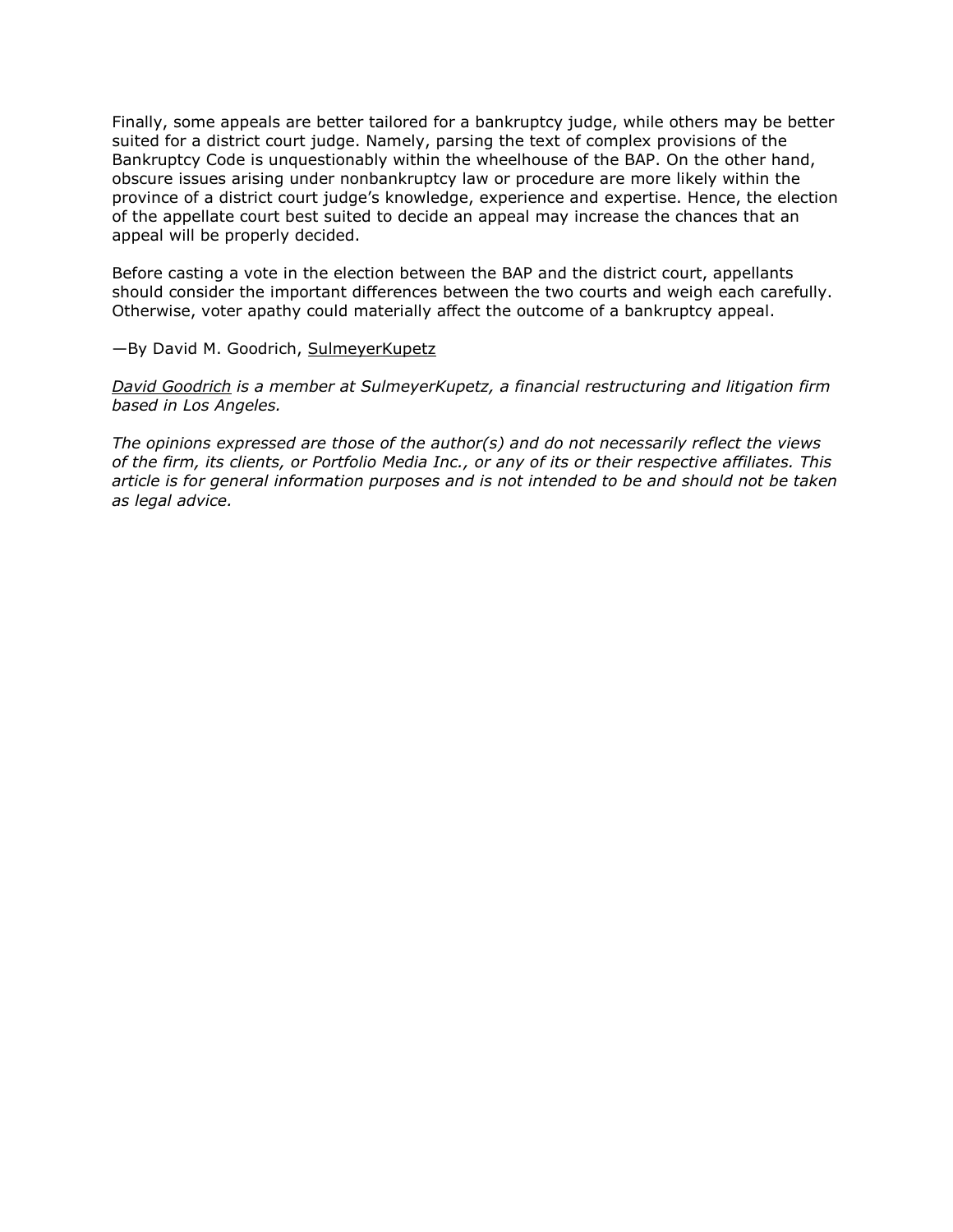Finally, some appeals are better tailored for a bankruptcy judge, while others may be better suited for a district court judge. Namely, parsing the text of complex provisions of the Bankruptcy Code is unquestionably within the wheelhouse of the BAP. On the other hand, obscure issues arising under nonbankruptcy law or procedure are more likely within the province of a district court judge's knowledge, experience and expertise. Hence, the election of the appellate court best suited to decide an appeal may increase the chances that an appeal will be properly decided.

Before casting a vote in the election between the BAP and the district court, appellants should consider the important differences between the two courts and weigh each carefully. Otherwise, voter apathy could materially affect the outcome of a bankruptcy appeal.

—By David M. Goodrich, SulmeyerKupetz

*David Goodrich is a member at SulmeyerKupetz, a financial restructuring and litigation firm based in Los Angeles.*

*The opinions expressed are those of the author(s) and do not necessarily reflect the views of the firm, its clients, or Portfolio Media Inc., or any of its or their respective affiliates. This article is for general information purposes and is not intended to be and should not be taken as legal advice.*